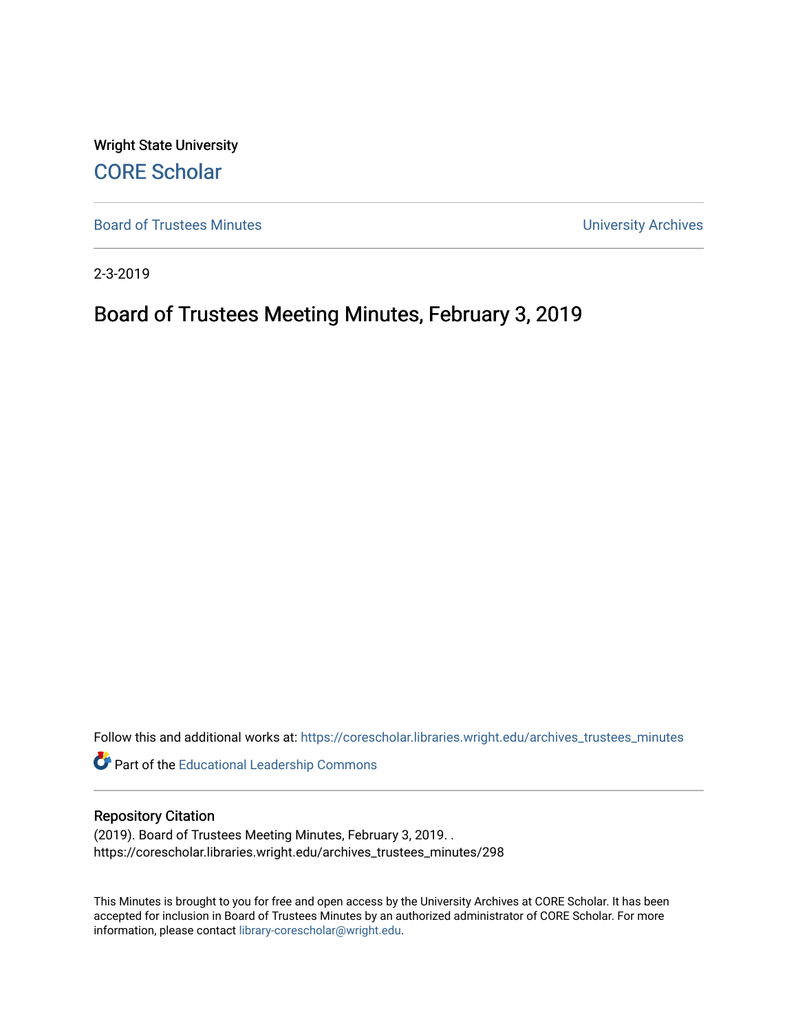Wright State University

CORE Scholar

Board of Trustees Minutes

University Archives

2-3-2019

# Board of Trustees Meeting Minutes, February 3, 2019

Follow this and additional works at: https://corescholar.libraries.wright.edu/archives_trustees_minutes

Part of the Educational Leadership Commons

## Repository Citation

(2019). Board of Trustees Meeting Minutes, February 3, 2019. .
https://corescholar.libraries.wright.edu/archives_trustees_minutes/298

This Minutes is brought to you for free and open access by the University Archives at CORE Scholar. It has been accepted for inclusion in Board of Trustees Minutes by an authorized administrator of CORE Scholar. For more information, please contact library-corescholar@wright.edu.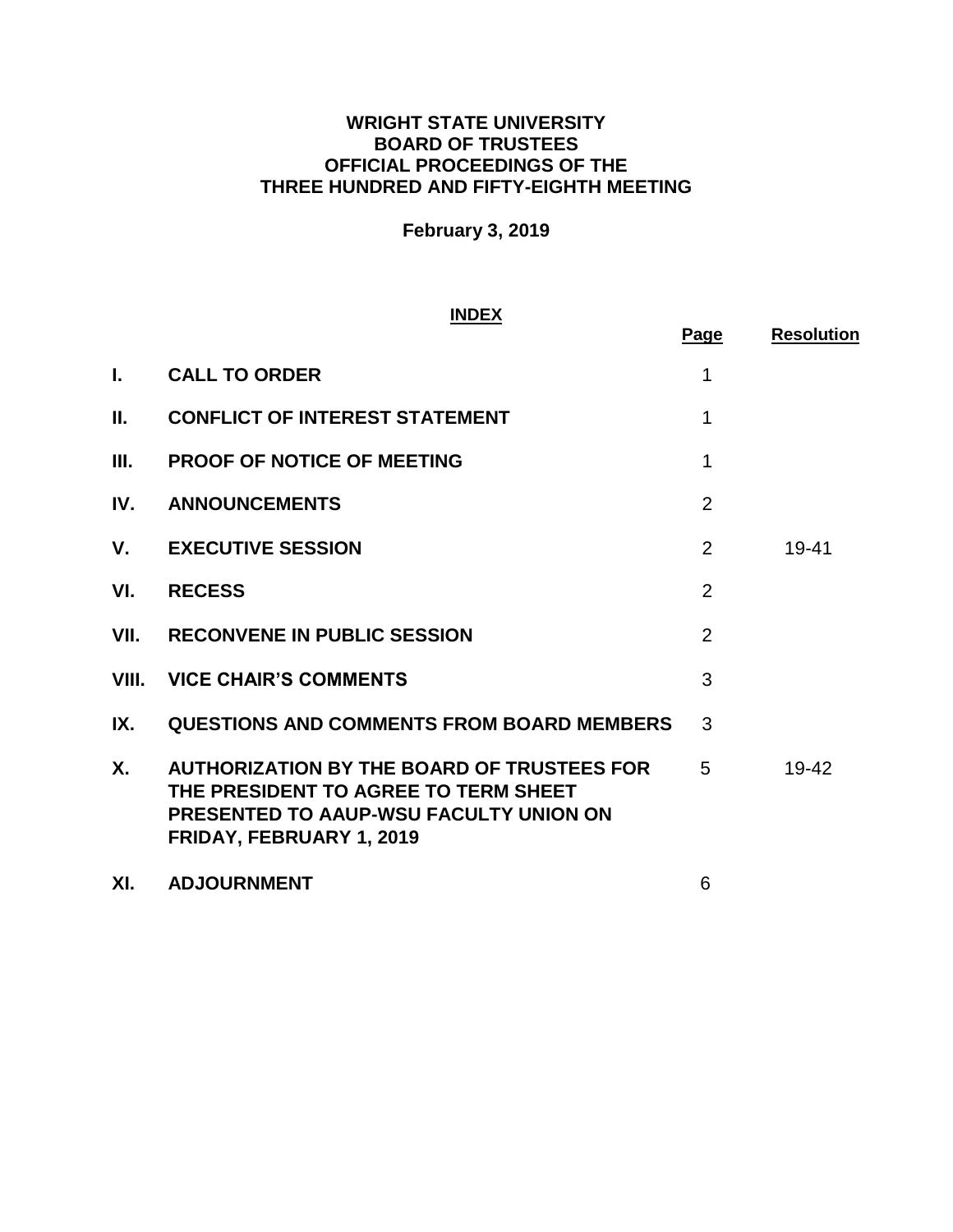**WRIGHT STATE UNIVERSITY**
**BOARD OF TRUSTEES**
**OFFICIAL PROCEEDINGS OF THE**
**THREE HUNDRED AND FIFTY-EIGHTH MEETING**

**February 3, 2019**

**INDEX**

| | | Page | Resolution |
|---|---|---|---|
| **I.** | **CALL TO ORDER** | 1 | |
| **II.** | **CONFLICT OF INTEREST STATEMENT** | 1 | |
| **III.** | **PROOF OF NOTICE OF MEETING** | 1 | |
| **IV.** | **ANNOUNCEMENTS** | 2 | |
| **V.** | **EXECUTIVE SESSION** | 2 | 19-41 |
| **VI.** | **RECESS** | 2 | |
| **VII.** | **RECONVENE IN PUBLIC SESSION** | 2 | |
| **VIII.** | **VICE CHAIR'S COMMENTS** | 3 | |
| **IX.** | **QUESTIONS AND COMMENTS FROM BOARD MEMBERS** | 3 | |
| **X.** | **AUTHORIZATION BY THE BOARD OF TRUSTEES FOR THE PRESIDENT TO AGREE TO TERM SHEET PRESENTED TO AAUP-WSU FACULTY UNION ON FRIDAY, FEBRUARY 1, 2019** | 5 | 19-42 |
| **XI.** | **ADJOURNMENT** | 6 | |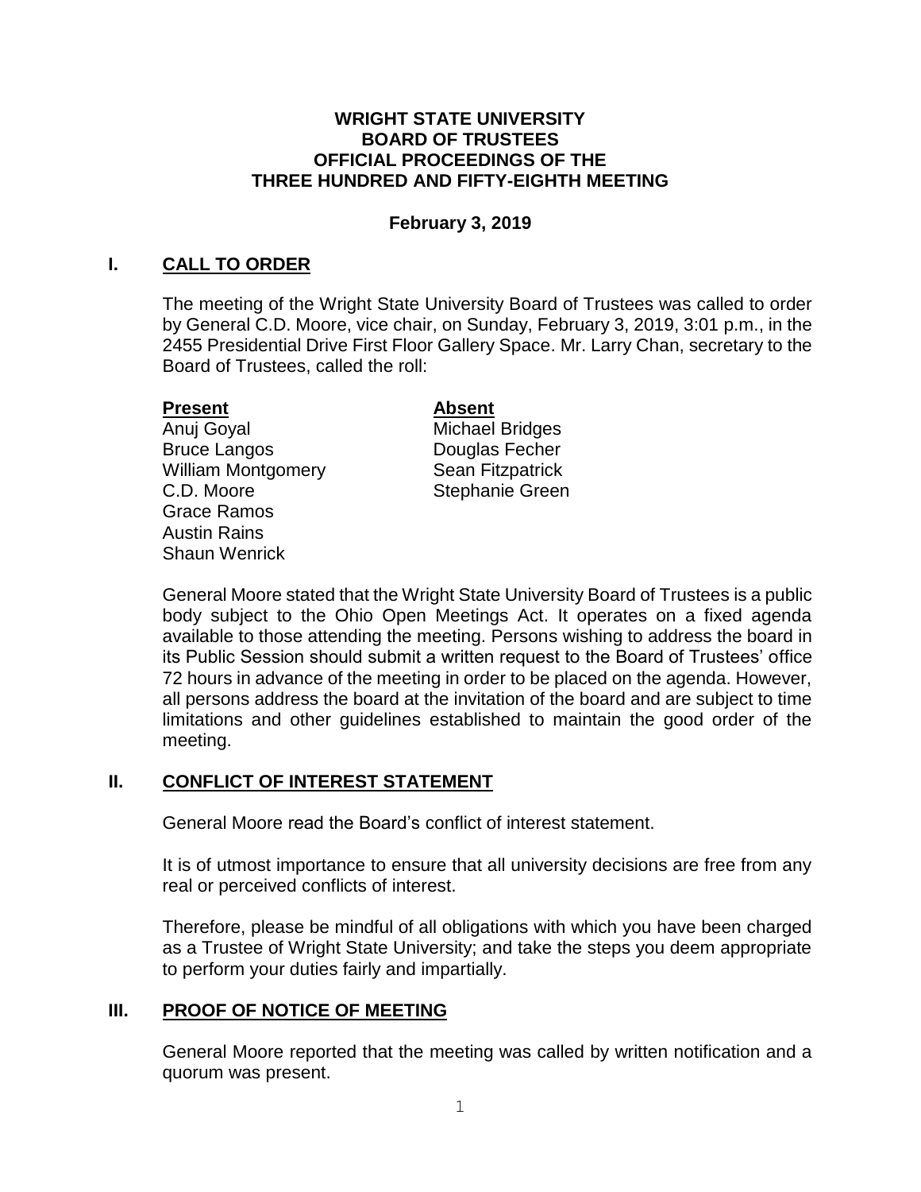**WRIGHT STATE UNIVERSITY**
**BOARD OF TRUSTEES**
**OFFICIAL PROCEEDINGS OF THE**
**THREE HUNDRED AND FIFTY-EIGHTH MEETING**

**February 3, 2019**

## I. CALL TO ORDER

The meeting of the Wright State University Board of Trustees was called to order by General C.D. Moore, vice chair, on Sunday, February 3, 2019, 3:01 p.m., in the 2455 Presidential Drive First Floor Gallery Space. Mr. Larry Chan, secretary to the Board of Trustees, called the roll:

| **Present** | **Absent** |
| --- | --- |
| Anuj Goyal | Michael Bridges |
| Bruce Langos | Douglas Fecher |
| William Montgomery | Sean Fitzpatrick |
| C.D. Moore | Stephanie Green |
| Grace Ramos | |
| Austin Rains | |
| Shaun Wenrick | |

General Moore stated that the Wright State University Board of Trustees is a public body subject to the Ohio Open Meetings Act. It operates on a fixed agenda available to those attending the meeting. Persons wishing to address the board in its Public Session should submit a written request to the Board of Trustees' office 72 hours in advance of the meeting in order to be placed on the agenda. However, all persons address the board at the invitation of the board and are subject to time limitations and other guidelines established to maintain the good order of the meeting.

## II. CONFLICT OF INTEREST STATEMENT

General Moore read the Board's conflict of interest statement.

It is of utmost importance to ensure that all university decisions are free from any real or perceived conflicts of interest.

Therefore, please be mindful of all obligations with which you have been charged as a Trustee of Wright State University; and take the steps you deem appropriate to perform your duties fairly and impartially.

## III. PROOF OF NOTICE OF MEETING

General Moore reported that the meeting was called by written notification and a quorum was present.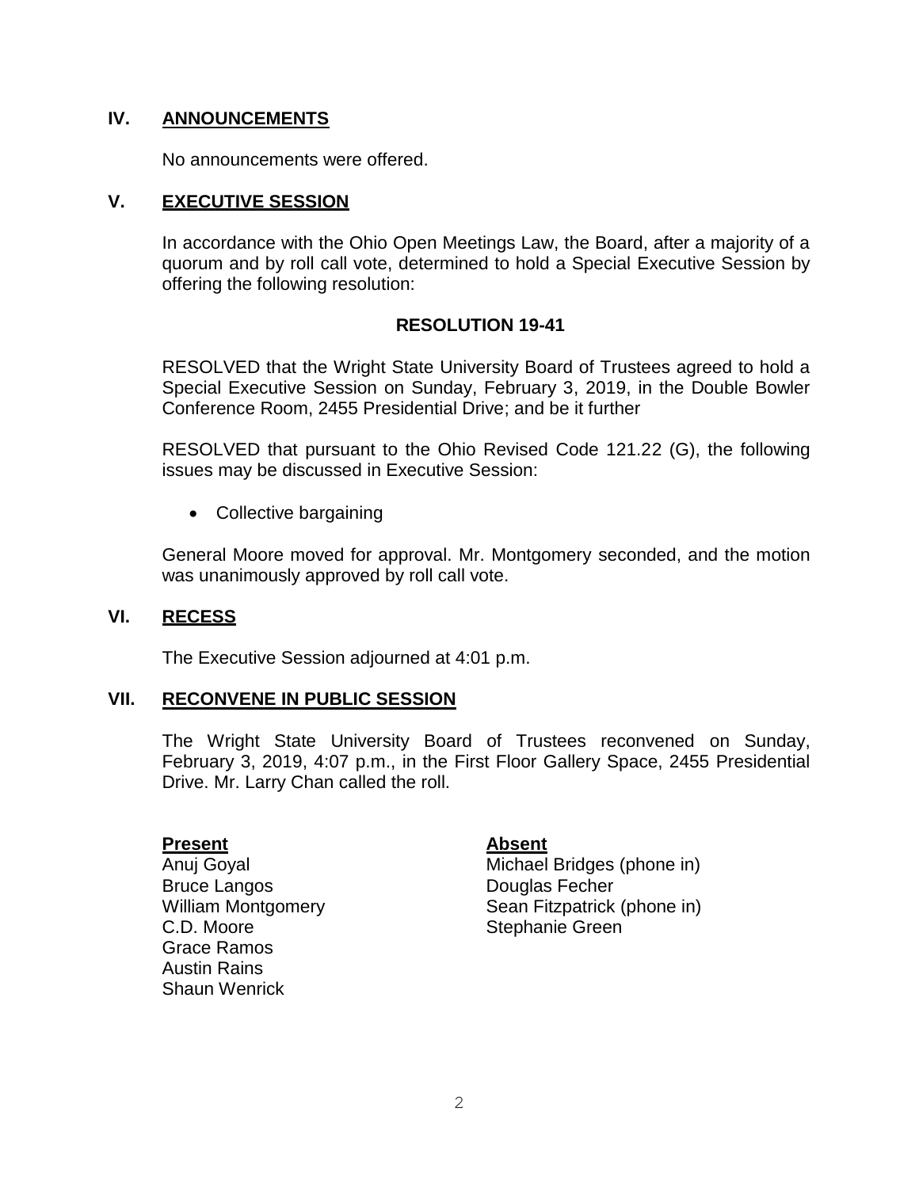## IV. ANNOUNCEMENTS

No announcements were offered.

## V. EXECUTIVE SESSION

In accordance with the Ohio Open Meetings Law, the Board, after a majority of a quorum and by roll call vote, determined to hold a Special Executive Session by offering the following resolution:

### RESOLUTION 19-41

RESOLVED that the Wright State University Board of Trustees agreed to hold a Special Executive Session on Sunday, February 3, 2019, in the Double Bowler Conference Room, 2455 Presidential Drive; and be it further

RESOLVED that pursuant to the Ohio Revised Code 121.22 (G), the following issues may be discussed in Executive Session:

- Collective bargaining

General Moore moved for approval. Mr. Montgomery seconded, and the motion was unanimously approved by roll call vote.

## VI. RECESS

The Executive Session adjourned at 4:01 p.m.

## VII. RECONVENE IN PUBLIC SESSION

The Wright State University Board of Trustees reconvened on Sunday, February 3, 2019, 4:07 p.m., in the First Floor Gallery Space, 2455 Presidential Drive. Mr. Larry Chan called the roll.

| **Present** | **Absent** |
|---|---|
| Anuj Goyal | Michael Bridges (phone in) |
| Bruce Langos | Douglas Fecher |
| William Montgomery | Sean Fitzpatrick (phone in) |
| C.D. Moore | Stephanie Green |
| Grace Ramos | |
| Austin Rains | |
| Shaun Wenrick | |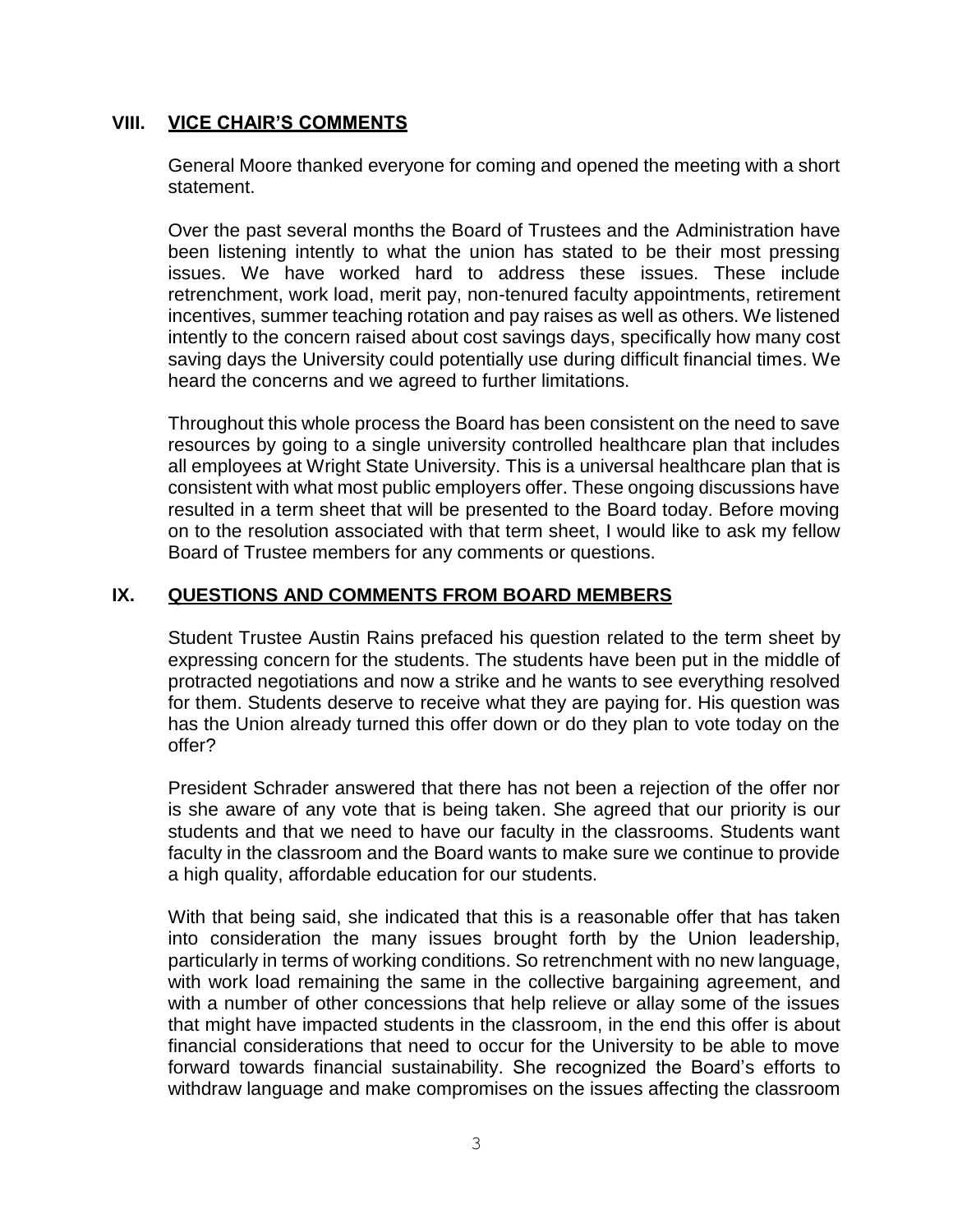## VIII. VICE CHAIR'S COMMENTS

General Moore thanked everyone for coming and opened the meeting with a short statement.

Over the past several months the Board of Trustees and the Administration have been listening intently to what the union has stated to be their most pressing issues. We have worked hard to address these issues. These include retrenchment, work load, merit pay, non-tenured faculty appointments, retirement incentives, summer teaching rotation and pay raises as well as others. We listened intently to the concern raised about cost savings days, specifically how many cost saving days the University could potentially use during difficult financial times. We heard the concerns and we agreed to further limitations.

Throughout this whole process the Board has been consistent on the need to save resources by going to a single university controlled healthcare plan that includes all employees at Wright State University. This is a universal healthcare plan that is consistent with what most public employers offer. These ongoing discussions have resulted in a term sheet that will be presented to the Board today. Before moving on to the resolution associated with that term sheet, I would like to ask my fellow Board of Trustee members for any comments or questions.

## IX. QUESTIONS AND COMMENTS FROM BOARD MEMBERS

Student Trustee Austin Rains prefaced his question related to the term sheet by expressing concern for the students. The students have been put in the middle of protracted negotiations and now a strike and he wants to see everything resolved for them. Students deserve to receive what they are paying for. His question was has the Union already turned this offer down or do they plan to vote today on the offer?

President Schrader answered that there has not been a rejection of the offer nor is she aware of any vote that is being taken. She agreed that our priority is our students and that we need to have our faculty in the classrooms. Students want faculty in the classroom and the Board wants to make sure we continue to provide a high quality, affordable education for our students.

With that being said, she indicated that this is a reasonable offer that has taken into consideration the many issues brought forth by the Union leadership, particularly in terms of working conditions. So retrenchment with no new language, with work load remaining the same in the collective bargaining agreement, and with a number of other concessions that help relieve or allay some of the issues that might have impacted students in the classroom, in the end this offer is about financial considerations that need to occur for the University to be able to move forward towards financial sustainability. She recognized the Board's efforts to withdraw language and make compromises on the issues affecting the classroom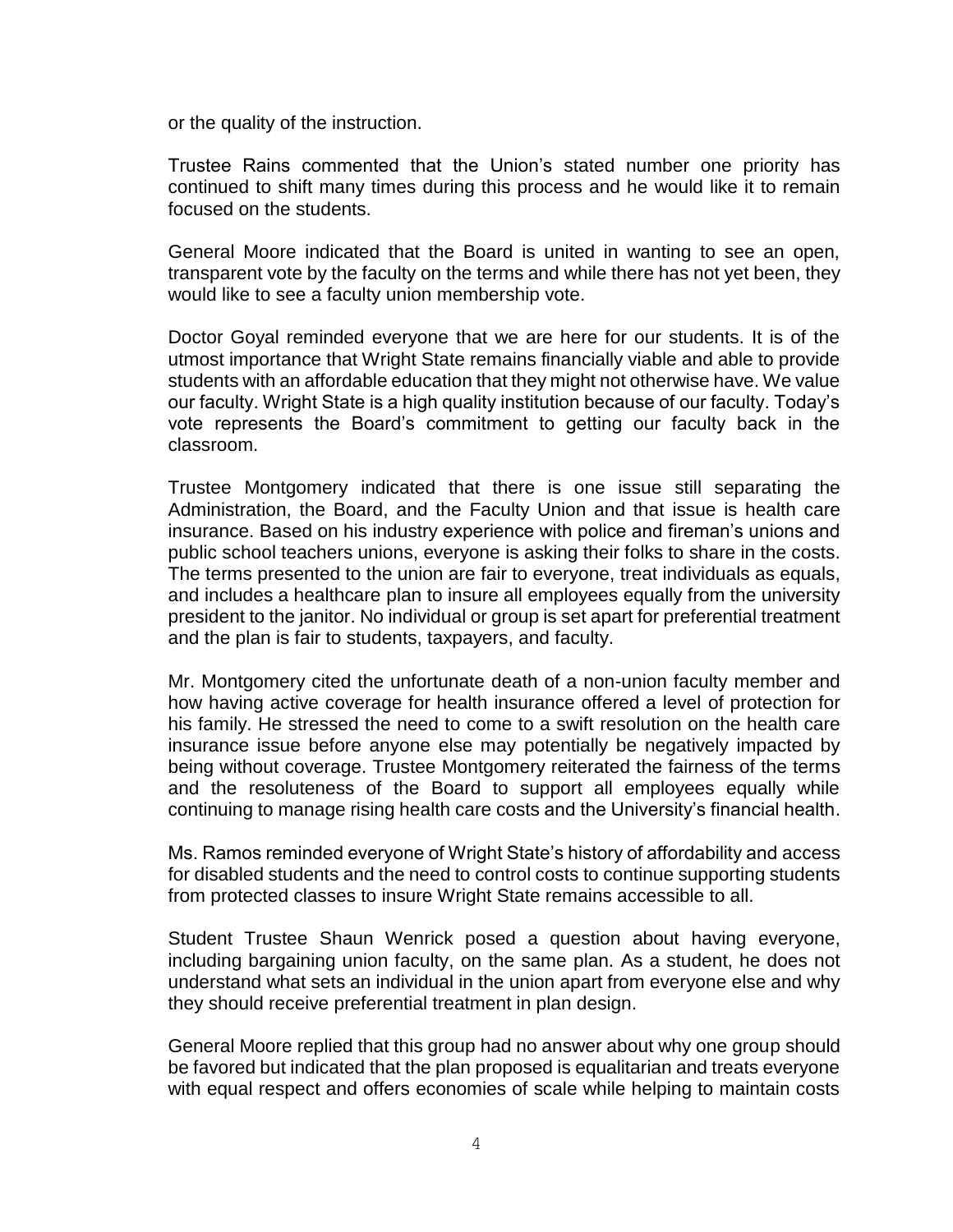or the quality of the instruction.

Trustee Rains commented that the Union's stated number one priority has continued to shift many times during this process and he would like it to remain focused on the students.

General Moore indicated that the Board is united in wanting to see an open, transparent vote by the faculty on the terms and while there has not yet been, they would like to see a faculty union membership vote.

Doctor Goyal reminded everyone that we are here for our students. It is of the utmost importance that Wright State remains financially viable and able to provide students with an affordable education that they might not otherwise have. We value our faculty. Wright State is a high quality institution because of our faculty. Today's vote represents the Board's commitment to getting our faculty back in the classroom.

Trustee Montgomery indicated that there is one issue still separating the Administration, the Board, and the Faculty Union and that issue is health care insurance. Based on his industry experience with police and fireman's unions and public school teachers unions, everyone is asking their folks to share in the costs. The terms presented to the union are fair to everyone, treat individuals as equals, and includes a healthcare plan to insure all employees equally from the university president to the janitor. No individual or group is set apart for preferential treatment and the plan is fair to students, taxpayers, and faculty.

Mr. Montgomery cited the unfortunate death of a non-union faculty member and how having active coverage for health insurance offered a level of protection for his family. He stressed the need to come to a swift resolution on the health care insurance issue before anyone else may potentially be negatively impacted by being without coverage. Trustee Montgomery reiterated the fairness of the terms and the resoluteness of the Board to support all employees equally while continuing to manage rising health care costs and the University's financial health.

Ms. Ramos reminded everyone of Wright State's history of affordability and access for disabled students and the need to control costs to continue supporting students from protected classes to insure Wright State remains accessible to all.

Student Trustee Shaun Wenrick posed a question about having everyone, including bargaining union faculty, on the same plan. As a student, he does not understand what sets an individual in the union apart from everyone else and why they should receive preferential treatment in plan design.

General Moore replied that this group had no answer about why one group should be favored but indicated that the plan proposed is equalitarian and treats everyone with equal respect and offers economies of scale while helping to maintain costs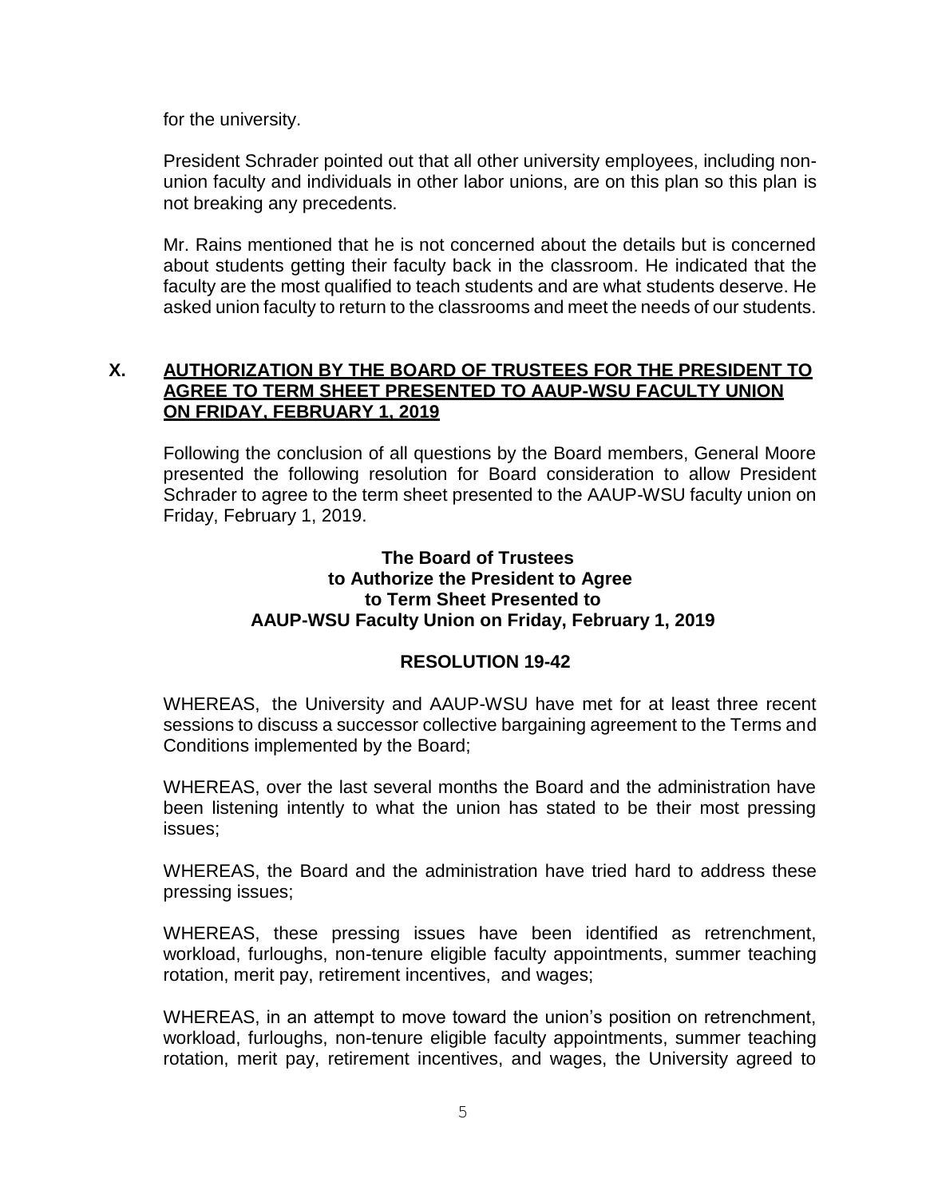for the university.

President Schrader pointed out that all other university employees, including non-union faculty and individuals in other labor unions, are on this plan so this plan is not breaking any precedents.

Mr. Rains mentioned that he is not concerned about the details but is concerned about students getting their faculty back in the classroom. He indicated that the faculty are the most qualified to teach students and are what students deserve. He asked union faculty to return to the classrooms and meet the needs of our students.

## X. AUTHORIZATION BY THE BOARD OF TRUSTEES FOR THE PRESIDENT TO AGREE TO TERM SHEET PRESENTED TO AAUP-WSU FACULTY UNION ON FRIDAY, FEBRUARY 1, 2019

Following the conclusion of all questions by the Board members, General Moore presented the following resolution for Board consideration to allow President Schrader to agree to the term sheet presented to the AAUP-WSU faculty union on Friday, February 1, 2019.

**The Board of Trustees to Authorize the President to Agree to Term Sheet Presented to AAUP-WSU Faculty Union on Friday, February 1, 2019**

**RESOLUTION 19-42**

WHEREAS, the University and AAUP-WSU have met for at least three recent sessions to discuss a successor collective bargaining agreement to the Terms and Conditions implemented by the Board;

WHEREAS, over the last several months the Board and the administration have been listening intently to what the union has stated to be their most pressing issues;

WHEREAS, the Board and the administration have tried hard to address these pressing issues;

WHEREAS, these pressing issues have been identified as retrenchment, workload, furloughs, non-tenure eligible faculty appointments, summer teaching rotation, merit pay, retirement incentives, and wages;

WHEREAS, in an attempt to move toward the union's position on retrenchment, workload, furloughs, non-tenure eligible faculty appointments, summer teaching rotation, merit pay, retirement incentives, and wages, the University agreed to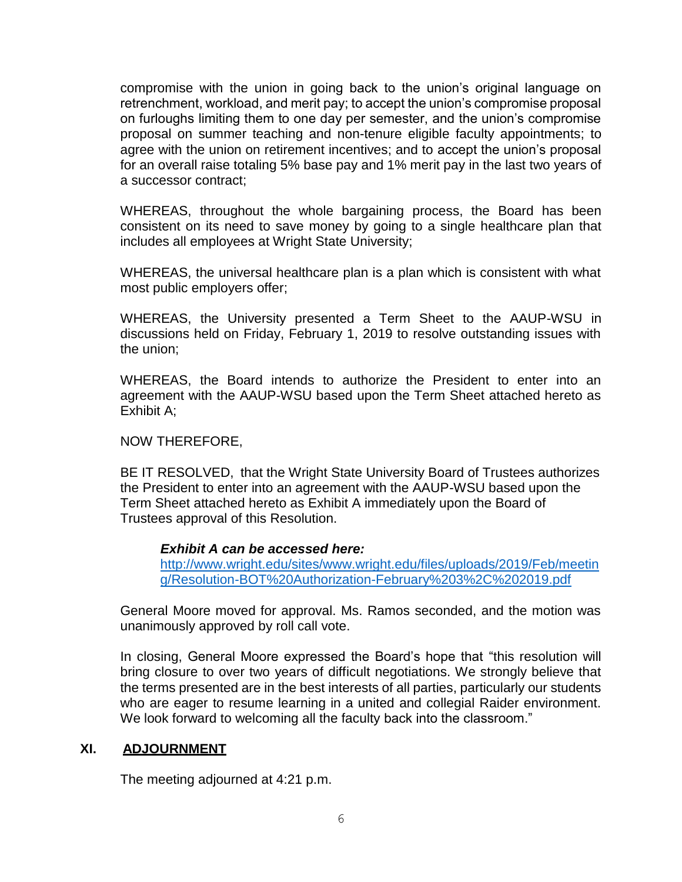compromise with the union in going back to the union's original language on retrenchment, workload, and merit pay; to accept the union's compromise proposal on furloughs limiting them to one day per semester, and the union's compromise proposal on summer teaching and non-tenure eligible faculty appointments; to agree with the union on retirement incentives; and to accept the union's proposal for an overall raise totaling 5% base pay and 1% merit pay in the last two years of a successor contract;

WHEREAS, throughout the whole bargaining process, the Board has been consistent on its need to save money by going to a single healthcare plan that includes all employees at Wright State University;

WHEREAS, the universal healthcare plan is a plan which is consistent with what most public employers offer;

WHEREAS, the University presented a Term Sheet to the AAUP-WSU in discussions held on Friday, February 1, 2019 to resolve outstanding issues with the union;

WHEREAS, the Board intends to authorize the President to enter into an agreement with the AAUP-WSU based upon the Term Sheet attached hereto as Exhibit A;

NOW THEREFORE,

BE IT RESOLVED, that the Wright State University Board of Trustees authorizes the President to enter into an agreement with the AAUP-WSU based upon the Term Sheet attached hereto as Exhibit A immediately upon the Board of Trustees approval of this Resolution.

***Exhibit A can be accessed here:***
http://www.wright.edu/sites/www.wright.edu/files/uploads/2019/Feb/meeting/Resolution-BOT%20Authorization-February%203%2C%202019.pdf

General Moore moved for approval. Ms. Ramos seconded, and the motion was unanimously approved by roll call vote.

In closing, General Moore expressed the Board's hope that "this resolution will bring closure to over two years of difficult negotiations. We strongly believe that the terms presented are in the best interests of all parties, particularly our students who are eager to resume learning in a united and collegial Raider environment. We look forward to welcoming all the faculty back into the classroom."

## XI. ADJOURNMENT

The meeting adjourned at 4:21 p.m.